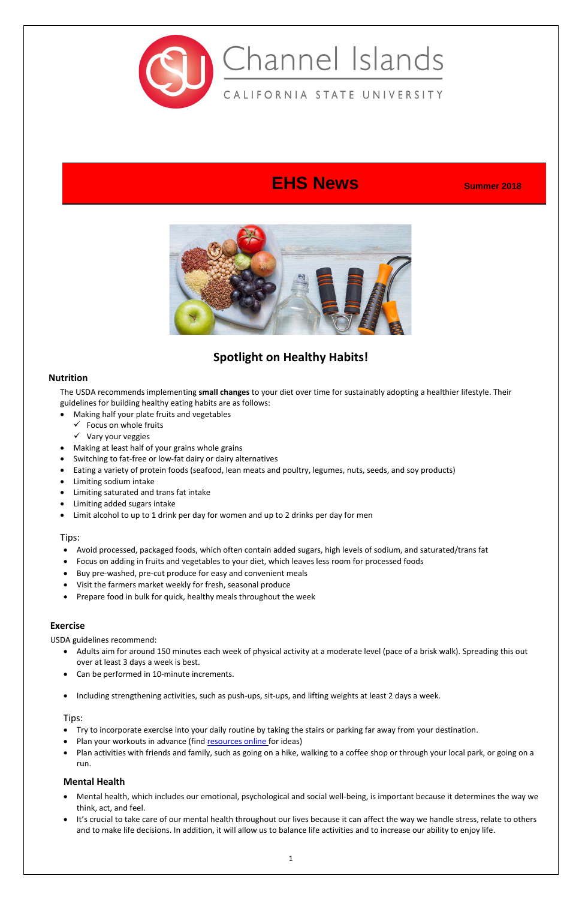Channel Islands
CALIFORNIA STATE UNIVERSITY

# EHS News

**Summer 2018**

## Spotlight on Healthy Habits!

### Nutrition

The USDA recommends implementing **small changes** to your diet over time for sustainably adopting a healthier lifestyle. Their guidelines for building healthy eating habits are as follows:

- Making half your plate fruits and vegetables
  - ✓ Focus on whole fruits
  - ✓ Vary your veggies
- Making at least half of your grains whole grains
- Switching to fat-free or low-fat dairy or dairy alternatives
- Eating a variety of protein foods (seafood, lean meats and poultry, legumes, nuts, seeds, and soy products)
- Limiting sodium intake
- Limiting saturated and trans fat intake
- Limiting added sugars intake
- Limit alcohol to up to 1 drink per day for women and up to 2 drinks per day for men

Tips:

- Avoid processed, packaged foods, which often contain added sugars, high levels of sodium, and saturated/trans fat
- Focus on adding in fruits and vegetables to your diet, which leaves less room for processed foods
- Buy pre-washed, pre-cut produce for easy and convenient meals
- Visit the farmers market weekly for fresh, seasonal produce
- Prepare food in bulk for quick, healthy meals throughout the week

### Exercise

USDA guidelines recommend:

- Adults aim for around 150 minutes each week of physical activity at a moderate level (pace of a brisk walk). Spreading this out over at least 3 days a week is best.
- Can be performed in 10-minute increments.
- Including strengthening activities, such as push-ups, sit-ups, and lifting weights at least 2 days a week.

Tips:

- Try to incorporate exercise into your daily routine by taking the stairs or parking far away from your destination.
- Plan your workouts in advance (find resources online for ideas)
- Plan activities with friends and family, such as going on a hike, walking to a coffee shop or through your local park, or going on a run.

### Mental Health

- Mental health, which includes our emotional, psychological and social well-being, is important because it determines the way we think, act, and feel.
- It's crucial to take care of our mental health throughout our lives because it can affect the way we handle stress, relate to others and to make life decisions. In addition, it will allow us to balance life activities and to increase our ability to enjoy life.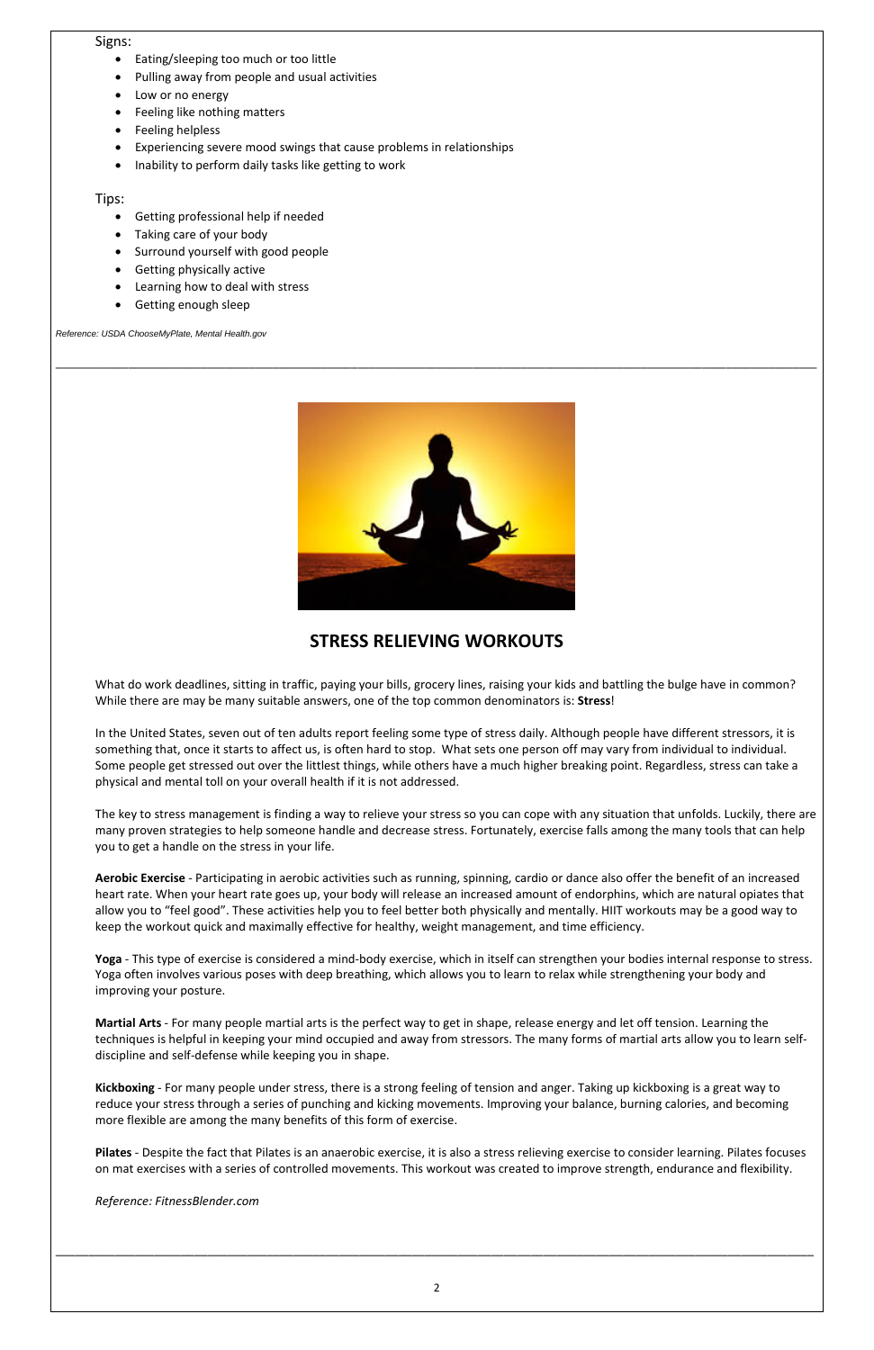Signs:

- Eating/sleeping too much or too little
- Pulling away from people and usual activities
- Low or no energy
- Feeling like nothing matters
- Feeling helpless
- Experiencing severe mood swings that cause problems in relationships
- Inability to perform daily tasks like getting to work

Tips:

- Getting professional help if needed
- Taking care of your body
- Surround yourself with good people
- Getting physically active
- Learning how to deal with stress
- Getting enough sleep

*Reference: USDA ChooseMyPlate, Mental Health.gov*

---

## STRESS RELIEVING WORKOUTS

What do work deadlines, sitting in traffic, paying your bills, grocery lines, raising your kids and battling the bulge have in common? While there are may be many suitable answers, one of the top common denominators is: **Stress**!

In the United States, seven out of ten adults report feeling some type of stress daily. Although people have different stressors, it is something that, once it starts to affect us, is often hard to stop. What sets one person off may vary from individual to individual. Some people get stressed out over the littlest things, while others have a much higher breaking point. Regardless, stress can take a physical and mental toll on your overall health if it is not addressed.

The key to stress management is finding a way to relieve your stress so you can cope with any situation that unfolds. Luckily, there are many proven strategies to help someone handle and decrease stress. Fortunately, exercise falls among the many tools that can help you to get a handle on the stress in your life.

**Aerobic Exercise** - Participating in aerobic activities such as running, spinning, cardio or dance also offer the benefit of an increased heart rate. When your heart rate goes up, your body will release an increased amount of endorphins, which are natural opiates that allow you to "feel good". These activities help you to feel better both physically and mentally. HIIT workouts may be a good way to keep the workout quick and maximally effective for healthy, weight management, and time efficiency.

**Yoga** - This type of exercise is considered a mind-body exercise, which in itself can strengthen your bodies internal response to stress. Yoga often involves various poses with deep breathing, which allows you to learn to relax while strengthening your body and improving your posture.

**Martial Arts** - For many people martial arts is the perfect way to get in shape, release energy and let off tension. Learning the techniques is helpful in keeping your mind occupied and away from stressors. The many forms of martial arts allow you to learn self-discipline and self-defense while keeping you in shape.

**Kickboxing** - For many people under stress, there is a strong feeling of tension and anger. Taking up kickboxing is a great way to reduce your stress through a series of punching and kicking movements. Improving your balance, burning calories, and becoming more flexible are among the many benefits of this form of exercise.

**Pilates** - Despite the fact that Pilates is an anaerobic exercise, it is also a stress relieving exercise to consider learning. Pilates focuses on mat exercises with a series of controlled movements. This workout was created to improve strength, endurance and flexibility.

*Reference: FitnessBlender.com*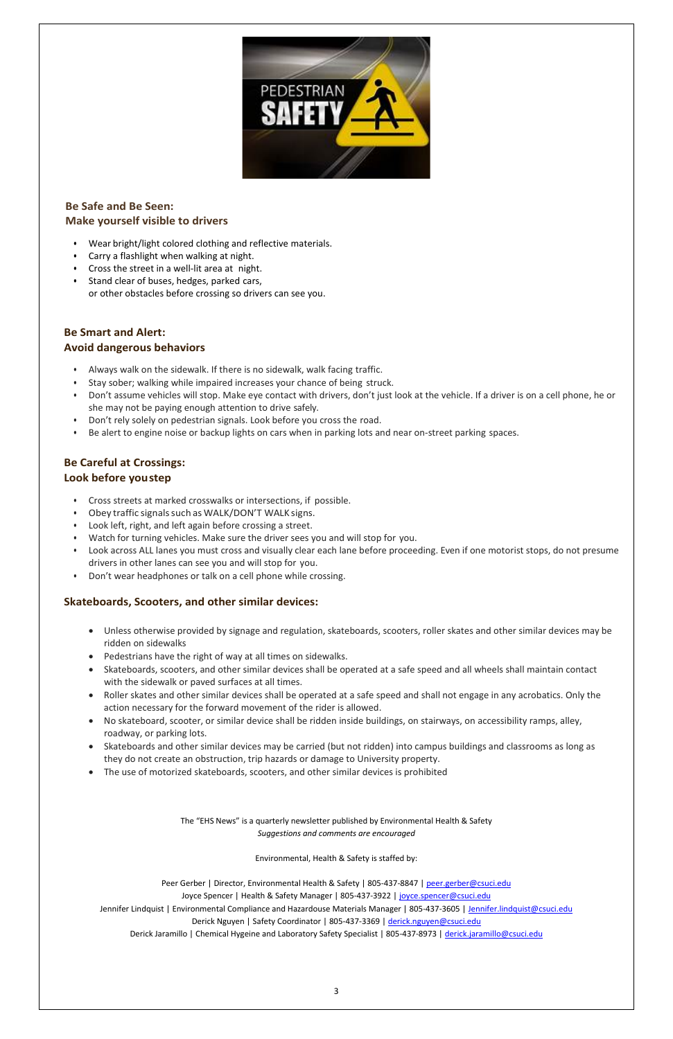## Be Safe and Be Seen:
## Make yourself visible to drivers

- Wear bright/light colored clothing and reflective materials.
- Carry a flashlight when walking at night.
- Cross the street in a well-lit area at night.
- Stand clear of buses, hedges, parked cars, or other obstacles before crossing so drivers can see you.

## Be Smart and Alert:
## Avoid dangerous behaviors

- Always walk on the sidewalk. If there is no sidewalk, walk facing traffic.
- Stay sober; walking while impaired increases your chance of being struck.
- Don't assume vehicles will stop. Make eye contact with drivers, don't just look at the vehicle. If a driver is on a cell phone, he or she may not be paying enough attention to drive safely.
- Don't rely solely on pedestrian signals. Look before you cross the road.
- Be alert to engine noise or backup lights on cars when in parking lots and near on-street parking spaces.

## Be Careful at Crossings:
## Look before you step

- Cross streets at marked crosswalks or intersections, if possible.
- Obey traffic signals such as WALK/DON'T WALK signs.
- Look left, right, and left again before crossing a street.
- Watch for turning vehicles. Make sure the driver sees you and will stop for you.
- Look across ALL lanes you must cross and visually clear each lane before proceeding. Even if one motorist stops, do not presume drivers in other lanes can see you and will stop for you.
- Don't wear headphones or talk on a cell phone while crossing.

## Skateboards, Scooters, and other similar devices:

- Unless otherwise provided by signage and regulation, skateboards, scooters, roller skates and other similar devices may be ridden on sidewalks
- Pedestrians have the right of way at all times on sidewalks.
- Skateboards, scooters, and other similar devices shall be operated at a safe speed and all wheels shall maintain contact with the sidewalk or paved surfaces at all times.
- Roller skates and other similar devices shall be operated at a safe speed and shall not engage in any acrobatics. Only the action necessary for the forward movement of the rider is allowed.
- No skateboard, scooter, or similar device shall be ridden inside buildings, on stairways, on accessibility ramps, alley, roadway, or parking lots.
- Skateboards and other similar devices may be carried (but not ridden) into campus buildings and classrooms as long as they do not create an obstruction, trip hazards or damage to University property.
- The use of motorized skateboards, scooters, and other similar devices is prohibited

The "EHS News" is a quarterly newsletter published by Environmental Health & Safety

*Suggestions and comments are encouraged*

Environmental, Health & Safety is staffed by:

Peer Gerber | Director, Environmental Health & Safety | 805-437-8847 | peer.gerber@csuci.edu

Joyce Spencer | Health & Safety Manager | 805-437-3922 | joyce.spencer@csuci.edu

Jennifer Lindquist | Environmental Compliance and Hazardouse Materials Manager | 805-437-3605 | Jennifer.lindquist@csuci.edu

Derick Nguyen | Safety Coordinator | 805-437-3369 | derick.nguyen@csuci.edu

Derick Jaramillo | Chemical Hygeine and Laboratory Safety Specialist | 805-437-8973 | derick.jaramillo@csuci.edu